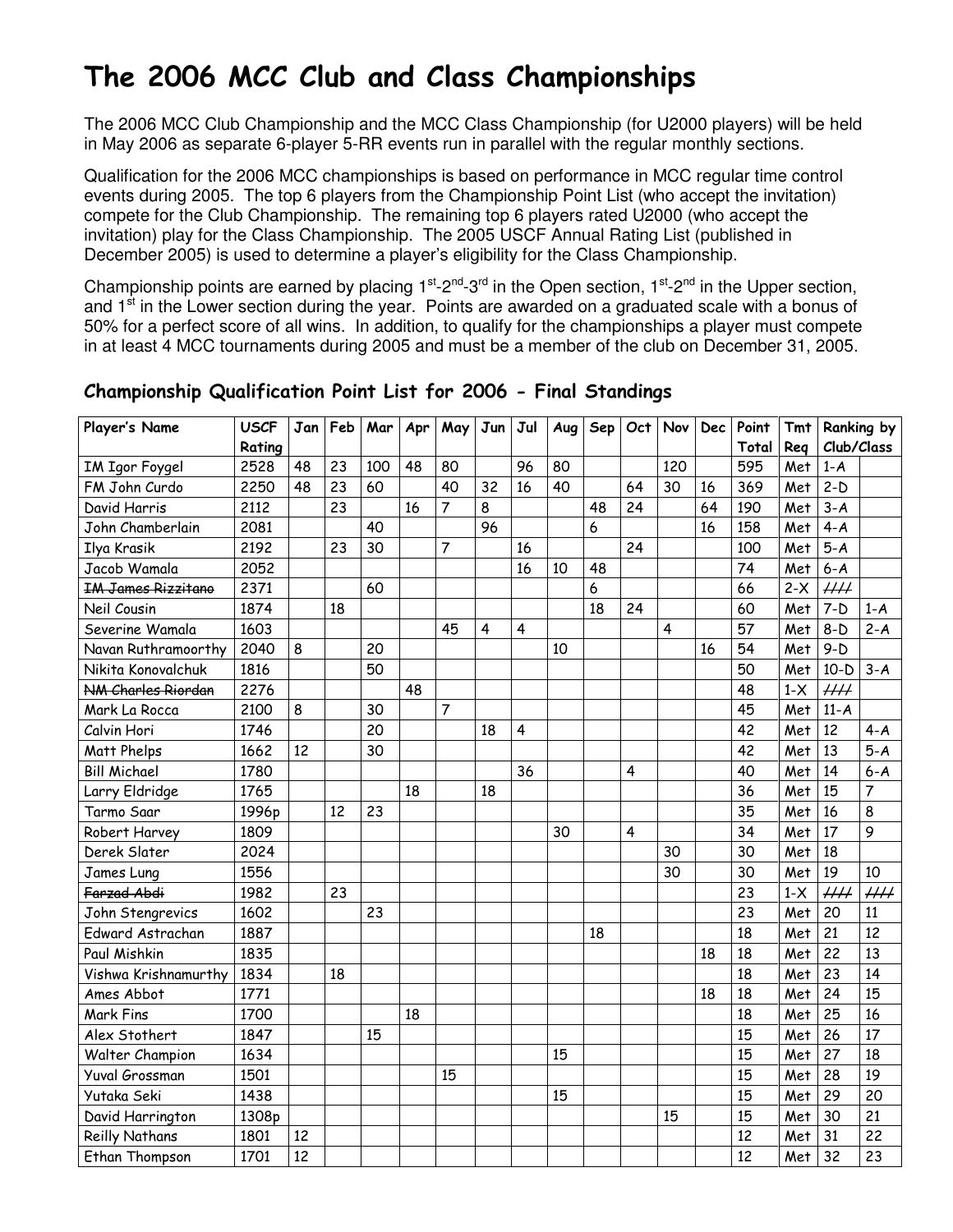# The 2006 MCC Club and Class Championships

The 2006 MCC Club Championship and the MCC Class Championship (for U2000 players) will be held in May 2006 as separate 6-player 5-RR events run in parallel with the regular monthly sections.

Qualification for the 2006 MCC championships is based on performance in MCC regular time control events during 2005. The top 6 players from the Championship Point List (who accept the invitation) compete for the Club Championship. The remaining top 6 players rated U2000 (who accept the invitation) play for the Class Championship. The 2005 USCF Annual Rating List (published in December 2005) is used to determine a player's eligibility for the Class Championship.

Championship points are earned by placing 1st-2nd-3rd in the Open section, 1st-2nd in the Upper section, and 1st in the Lower section during the year. Points are awarded on a graduated scale with a bonus of 50% for a perfect score of all wins. In addition, to qualify for the championships a player must compete in at least 4 MCC tournaments during 2005 and must be a member of the club on December 31, 2005.

## Championship Qualification Point List for 2006 - Final Standings

| Player's Name | USCF Rating | Jan | Feb | Mar | Apr | May | Jun | Jul | Aug | Sep | Oct | Nov | Dec | Point Total | Tmt Req | Ranking by Club/Class | |
|---|---|---|---|---|---|---|---|---|---|---|---|---|---|---|---|---|---|
| IM Igor Foygel | 2528 | 48 | 23 | 100 | 48 | 80 | | 96 | 80 | | | 120 | | 595 | Met | 1-A | |
| FM John Curdo | 2250 | 48 | 23 | 60 | | 40 | 32 | 16 | 40 | | 64 | 30 | 16 | 369 | Met | 2-D | |
| David Harris | 2112 | | 23 | | 16 | 7 | 8 | | | 48 | 24 | | 64 | 190 | Met | 3-A | |
| John Chamberlain | 2081 | | | 40 | | | 96 | | | 6 | | | 16 | 158 | Met | 4-A | |
| Ilya Krasik | 2192 | | 23 | 30 | | 7 | | 16 | | | 24 | | | 100 | Met | 5-A | |
| Jacob Wamala | 2052 | | | | | | | 16 | 10 | 48 | | | | 74 | Met | 6-A | |
| ~~IM James Rizzitano~~ | 2371 | | | 60 | | | | | | 6 | | | | 66 | 2-X | //// | |
| Neil Cousin | 1874 | | 18 | | | | | | | 18 | 24 | | | 60 | Met | 7-D | 1-A |
| Severine Wamala | 1603 | | | | | 45 | 4 | 4 | | | | 4 | | 57 | Met | 8-D | 2-A |
| Navan Ruthramoorthy | 2040 | 8 | | 20 | | | | | 10 | | | | 16 | 54 | Met | 9-D | |
| Nikita Konovalchuk | 1816 | | | 50 | | | | | | | | | | 50 | Met | 10-D | 3-A |
| ~~NM Charles Riordan~~ | 2276 | | | | 48 | | | | | | | | | 48 | 1-X | //// | |
| Mark La Rocca | 2100 | 8 | | 30 | | 7 | | | | | | | | 45 | Met | 11-A | |
| Calvin Hori | 1746 | | | 20 | | | 18 | 4 | | | | | | 42 | Met | 12 | 4-A |
| Matt Phelps | 1662 | 12 | | 30 | | | | | | | | | | 42 | Met | 13 | 5-A |
| Bill Michael | 1780 | | | | | | | 36 | | | 4 | | | 40 | Met | 14 | 6-A |
| Larry Eldridge | 1765 | | | | 18 | | 18 | | | | | | | 36 | Met | 15 | 7 |
| Tarmo Saar | 1996p | | 12 | 23 | | | | | | | | | | 35 | Met | 16 | 8 |
| Robert Harvey | 1809 | | | | | | | | 30 | | 4 | | | 34 | Met | 17 | 9 |
| Derek Slater | 2024 | | | | | | | | | | | 30 | | 30 | Met | 18 | |
| James Lung | 1556 | | | | | | | | | | | 30 | | 30 | Met | 19 | 10 |
| ~~Farzad Abdi~~ | 1982 | | 23 | | | | | | | | | | | 23 | 1-X | //// | //// |
| John Stengrevics | 1602 | | | 23 | | | | | | | | | | 23 | Met | 20 | 11 |
| Edward Astrachan | 1887 | | | | | | | | | 18 | | | | 18 | Met | 21 | 12 |
| Paul Mishkin | 1835 | | | | | | | | | | | | 18 | 18 | Met | 22 | 13 |
| Vishwa Krishnamurthy | 1834 | | 18 | | | | | | | | | | | 18 | Met | 23 | 14 |
| Ames Abbot | 1771 | | | | | | | | | | | | 18 | 18 | Met | 24 | 15 |
| Mark Fins | 1700 | | | | 18 | | | | | | | | | 18 | Met | 25 | 16 |
| Alex Stothert | 1847 | | | 15 | | | | | | | | | | 15 | Met | 26 | 17 |
| Walter Champion | 1634 | | | | | | | | 15 | | | | | 15 | Met | 27 | 18 |
| Yuval Grossman | 1501 | | | | | 15 | | | | | | | | 15 | Met | 28 | 19 |
| Yutaka Seki | 1438 | | | | | | | | 15 | | | | | 15 | Met | 29 | 20 |
| David Harrington | 1308p | | | | | | | | | | | 15 | | 15 | Met | 30 | 21 |
| Reilly Nathans | 1801 | 12 | | | | | | | | | | | | 12 | Met | 31 | 22 |
| Ethan Thompson | 1701 | 12 | | | | | | | | | | | | 12 | Met | 32 | 23 |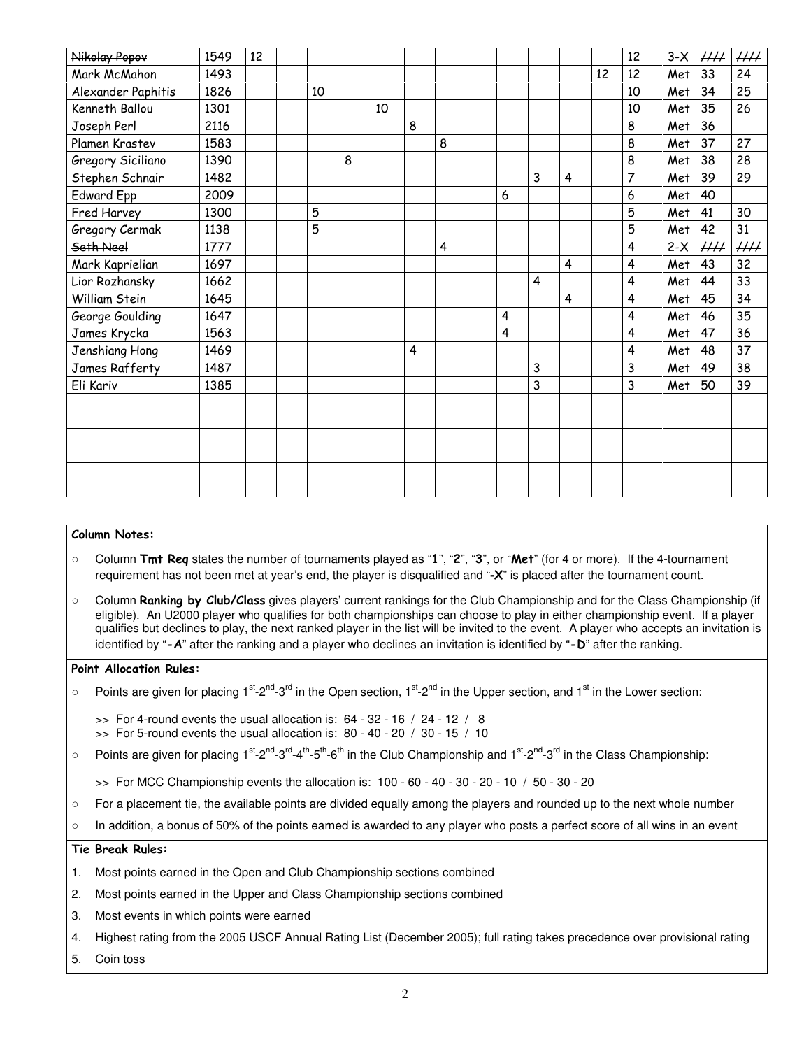| | | | | | | | | | | | | | | | | | |
|---|---|---|---|---|---|---|---|---|---|---|---|---|---|---|---|---|---|
| ~~Nikolay Popov~~ | 1549 | 12 | | | | | | | | | | | | 12 | 3-X | //// | //// |
| Mark McMahon | 1493 | | | | | | | | | | | | 12 | 12 | Met | 33 | 24 |
| Alexander Paphitis | 1826 | | | 10 | | | | | | | | | | 10 | Met | 34 | 25 |
| Kenneth Ballou | 1301 | | | | | 10 | | | | | | | | 10 | Met | 35 | 26 |
| Joseph Perl | 2116 | | | | | | 8 | | | | | | | 8 | Met | 36 | |
| Plamen Krastev | 1583 | | | | | | | 8 | | | | | | 8 | Met | 37 | 27 |
| Gregory Siciliano | 1390 | | | | 8 | | | | | | | | | 8 | Met | 38 | 28 |
| Stephen Schnair | 1482 | | | | | | | | | | 3 | 4 | | 7 | Met | 39 | 29 |
| Edward Epp | 2009 | | | | | | | | | 6 | | | | 6 | Met | 40 | |
| Fred Harvey | 1300 | | | 5 | | | | | | | | | | 5 | Met | 41 | 30 |
| Gregory Cermak | 1138 | | | 5 | | | | | | | | | | 5 | Met | 42 | 31 |
| ~~Seth Neel~~ | 1777 | | | | | | | 4 | | | | | | 4 | 2-X | //// | //// |
| Mark Kaprielian | 1697 | | | | | | | | | | | 4 | | 4 | Met | 43 | 32 |
| Lior Rozhansky | 1662 | | | | | | | | | | 4 | | | 4 | Met | 44 | 33 |
| William Stein | 1645 | | | | | | | | | | | 4 | | 4 | Met | 45 | 34 |
| George Goulding | 1647 | | | | | | | | | 4 | | | | 4 | Met | 46 | 35 |
| James Krycka | 1563 | | | | | | | | | 4 | | | | 4 | Met | 47 | 36 |
| Jenshiang Hong | 1469 | | | | | | 4 | | | | | | | 4 | Met | 48 | 37 |
| James Rafferty | 1487 | | | | | | | | | | 3 | | | 3 | Met | 49 | 38 |
| Eli Kariv | 1385 | | | | | | | | | | 3 | | | 3 | Met | 50 | 39 |
| | | | | | | | | | | | | | | | | | |
| | | | | | | | | | | | | | | | | | |
| | | | | | | | | | | | | | | | | | |
| | | | | | | | | | | | | | | | | | |
| | | | | | | | | | | | | | | | | | |
| | | | | | | | | | | | | | | | | | |

**Column Notes:**

- Column **Tmt Req** states the number of tournaments played as "**1**", "**2**", "**3**", or "**Met**" (for 4 or more). If the 4-tournament requirement has not been met at year's end, the player is disqualified and "**-X**" is placed after the tournament count.
- Column **Ranking by Club/Class** gives players' current rankings for the Club Championship and for the Class Championship (if eligible). An U2000 player who qualifies for both championships can choose to play in either championship event. If a player qualifies but declines to play, the next ranked player in the list will be invited to the event. A player who accepts an invitation is identified by "**-A**" after the ranking and a player who declines an invitation is identified by "**-D**" after the ranking.

**Point Allocation Rules:**

- Points are given for placing 1st-2nd-3rd in the Open section, 1st-2nd in the Upper section, and 1st in the Lower section:

  >> For 4-round events the usual allocation is: 64 - 32 - 16 / 24 - 12 / 8
  >> For 5-round events the usual allocation is: 80 - 40 - 20 / 30 - 15 / 10

- Points are given for placing 1st-2nd-3rd-4th-5th-6th in the Club Championship and 1st-2nd-3rd in the Class Championship:

  >> For MCC Championship events the allocation is: 100 - 60 - 40 - 30 - 20 - 10 / 50 - 30 - 20

- For a placement tie, the available points are divided equally among the players and rounded up to the next whole number
- In addition, a bonus of 50% of the points earned is awarded to any player who posts a perfect score of all wins in an event

**Tie Break Rules:**

1. Most points earned in the Open and Club Championship sections combined
2. Most points earned in the Upper and Class Championship sections combined
3. Most events in which points were earned
4. Highest rating from the 2005 USCF Annual Rating List (December 2005); full rating takes precedence over provisional rating
5. Coin toss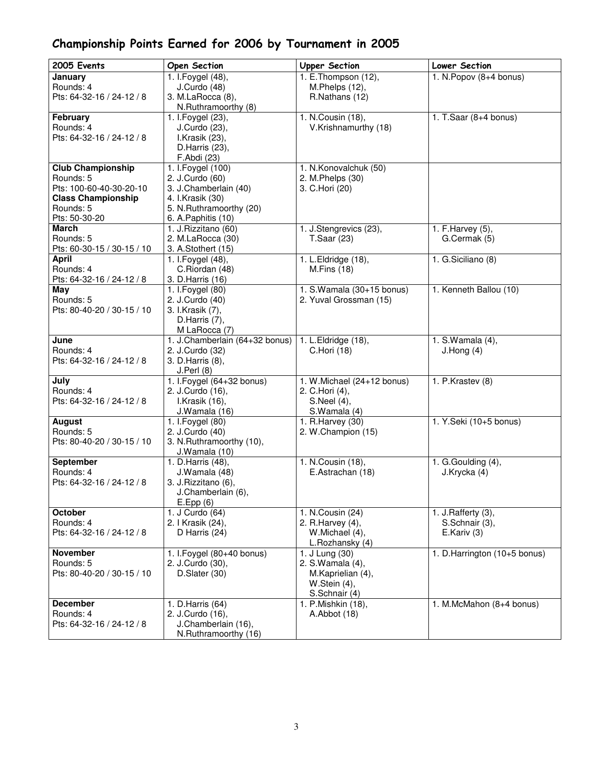## Championship Points Earned for 2006 by Tournament in 2005

| 2005 Events | Open Section | Upper Section | Lower Section |
|---|---|---|---|
| **January**<br>Rounds: 4<br>Pts: 64-32-16 / 24-12 / 8 | 1. I.Foygel (48),<br>J.Curdo (48)<br>3. M.LaRocca (8),<br>N.Ruthramoorthy (8) | 1. E.Thompson (12),<br>M.Phelps (12),<br>R.Nathans (12) | 1. N.Popov (8+4 bonus) |
| **February**<br>Rounds: 4<br>Pts: 64-32-16 / 24-12 / 8 | 1. I.Foygel (23),<br>J.Curdo (23),<br>I.Krasik (23),<br>D.Harris (23),<br>F.Abdi (23) | 1. N.Cousin (18),<br>V.Krishnamurthy (18) | 1. T.Saar (8+4 bonus) |
| **Club Championship**<br>Rounds: 5<br>Pts: 100-60-40-30-20-10<br>**Class Championship**<br>Rounds: 5<br>Pts: 50-30-20 | 1. I.Foygel (100)<br>2. J.Curdo (60)<br>3. J.Chamberlain (40)<br>4. I.Krasik (30)<br>5. N.Ruthramoorthy (20)<br>6. A.Paphitis (10) | 1. N.Konovalchuk (50)<br>2. M.Phelps (30)<br>3. C.Hori (20) | |
| **March**<br>Rounds: 5<br>Pts: 60-30-15 / 30-15 / 10 | 1. J.Rizzitano (60)<br>2. M.LaRocca (30)<br>3. A.Stothert (15) | 1. J.Stengrevics (23),<br>T.Saar (23) | 1. F.Harvey (5),<br>G.Cermak (5) |
| **April**<br>Rounds: 4<br>Pts: 64-32-16 / 24-12 / 8 | 1. I.Foygel (48),<br>C.Riordan (48)<br>3. D.Harris (16) | 1. L.Eldridge (18),<br>M.Fins (18) | 1. G.Siciliano (8) |
| **May**<br>Rounds: 5<br>Pts: 80-40-20 / 30-15 / 10 | 1. I.Foygel (80)<br>2. J.Curdo (40)<br>3. I.Krasik (7),<br>D.Harris (7),<br>M LaRocca (7) | 1. S.Wamala (30+15 bonus)<br>2. Yuval Grossman (15) | 1. Kenneth Ballou (10) |
| **June**<br>Rounds: 4<br>Pts: 64-32-16 / 24-12 / 8 | 1. J.Chamberlain (64+32 bonus)<br>2. J.Curdo (32)<br>3. D.Harris (8),<br>J.Perl (8) | 1. L.Eldridge (18),<br>C.Hori (18) | 1. S.Wamala (4),<br>J.Hong (4) |
| **July**<br>Rounds: 4<br>Pts: 64-32-16 / 24-12 / 8 | 1. I.Foygel (64+32 bonus)<br>2. J.Curdo (16),<br>I.Krasik (16),<br>J.Wamala (16) | 1. W.Michael (24+12 bonus)<br>2. C.Hori (4),<br>S.Neel (4),<br>S.Wamala (4) | 1. P.Krastev (8) |
| **August**<br>Rounds: 5<br>Pts: 80-40-20 / 30-15 / 10 | 1. I.Foygel (80)<br>2. J.Curdo (40)<br>3. N.Ruthramoorthy (10),<br>J.Wamala (10) | 1. R.Harvey (30)<br>2. W.Champion (15) | 1. Y.Seki (10+5 bonus) |
| **September**<br>Rounds: 4<br>Pts: 64-32-16 / 24-12 / 8 | 1. D.Harris (48),<br>J.Wamala (48)<br>3. J.Rizzitano (6),<br>J.Chamberlain (6),<br>E.Epp (6) | 1. N.Cousin (18),<br>E.Astrachan (18) | 1. G.Goulding (4),<br>J.Krycka (4) |
| **October**<br>Rounds: 4<br>Pts: 64-32-16 / 24-12 / 8 | 1. J Curdo (64)<br>2. I Krasik (24),<br>D Harris (24) | 1. N.Cousin (24)<br>2. R.Harvey (4),<br>W.Michael (4),<br>L.Rozhansky (4) | 1. J.Rafferty (3),<br>S.Schnair (3),<br>E.Kariv (3) |
| **November**<br>Rounds: 5<br>Pts: 80-40-20 / 30-15 / 10 | 1. I.Foygel (80+40 bonus)<br>2. J.Curdo (30),<br>D.Slater (30) | 1. J Lung (30)<br>2. S.Wamala (4),<br>M.Kaprielian (4),<br>W.Stein (4),<br>S.Schnair (4) | 1. D.Harrington (10+5 bonus) |
| **December**<br>Rounds: 4<br>Pts: 64-32-16 / 24-12 / 8 | 1. D.Harris (64)<br>2. J.Curdo (16),<br>J.Chamberlain (16),<br>N.Ruthramoorthy (16) | 1. P.Mishkin (18),<br>A.Abbot (18) | 1. M.McMahon (8+4 bonus) |